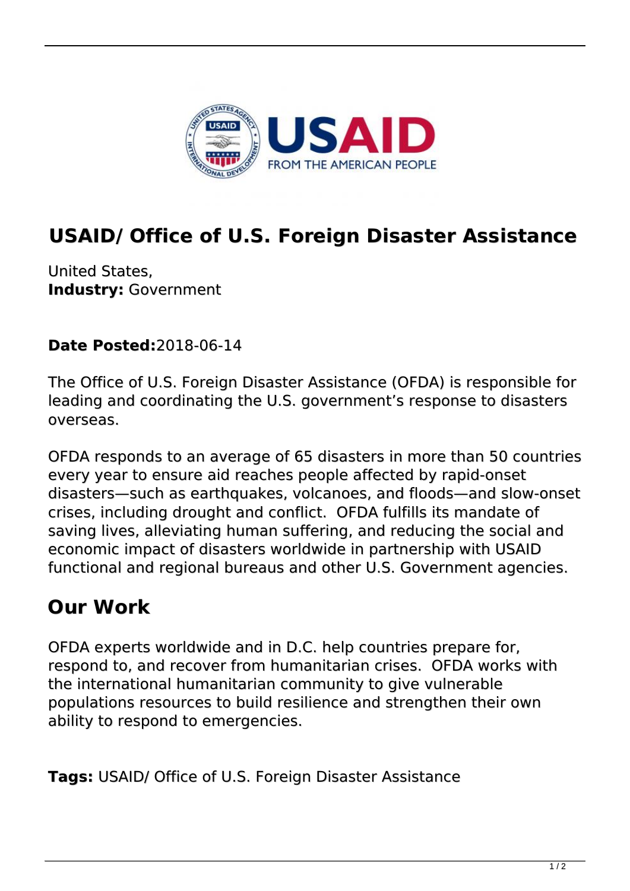# USAID/ Office of U.S. Foreign Disaster Assistance

United States,
**Industry:** Government

**Date Posted:**2018-06-14

The Office of U.S. Foreign Disaster Assistance (OFDA) is responsible for leading and coordinating the U.S. government's response to disasters overseas.

OFDA responds to an average of 65 disasters in more than 50 countries every year to ensure aid reaches people affected by rapid-onset disasters—such as earthquakes, volcanoes, and floods—and slow-onset crises, including drought and conflict. OFDA fulfills its mandate of saving lives, alleviating human suffering, and reducing the social and economic impact of disasters worldwide in partnership with USAID functional and regional bureaus and other U.S. Government agencies.

## Our Work

OFDA experts worldwide and in D.C. help countries prepare for, respond to, and recover from humanitarian crises. OFDA works with the international humanitarian community to give vulnerable populations resources to build resilience and strengthen their own ability to respond to emergencies.

**Tags:** USAID/ Office of U.S. Foreign Disaster Assistance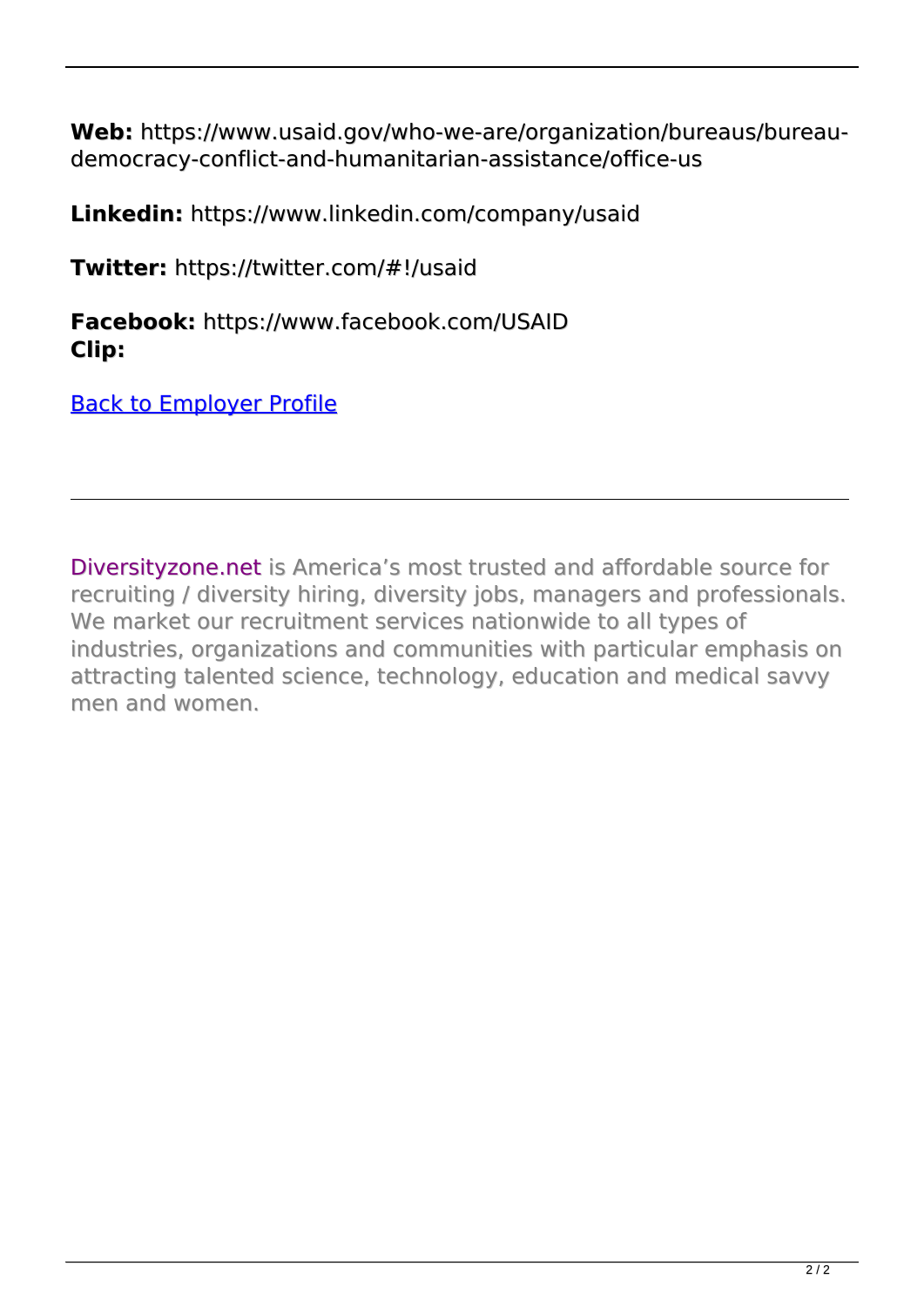**Web:** https://www.usaid.gov/who-we-are/organization/bureaus/bureau-democracy-conflict-and-humanitarian-assistance/office-us

**Linkedin:** https://www.linkedin.com/company/usaid

**Twitter:** https://twitter.com/#!/usaid

**Facebook:** https://www.facebook.com/USAID
**Clip:**

Back to Employer Profile

---

Diversityzone.net is America's most trusted and affordable source for recruiting / diversity hiring, diversity jobs, managers and professionals. We market our recruitment services nationwide to all types of industries, organizations and communities with particular emphasis on attracting talented science, technology, education and medical savvy men and women.